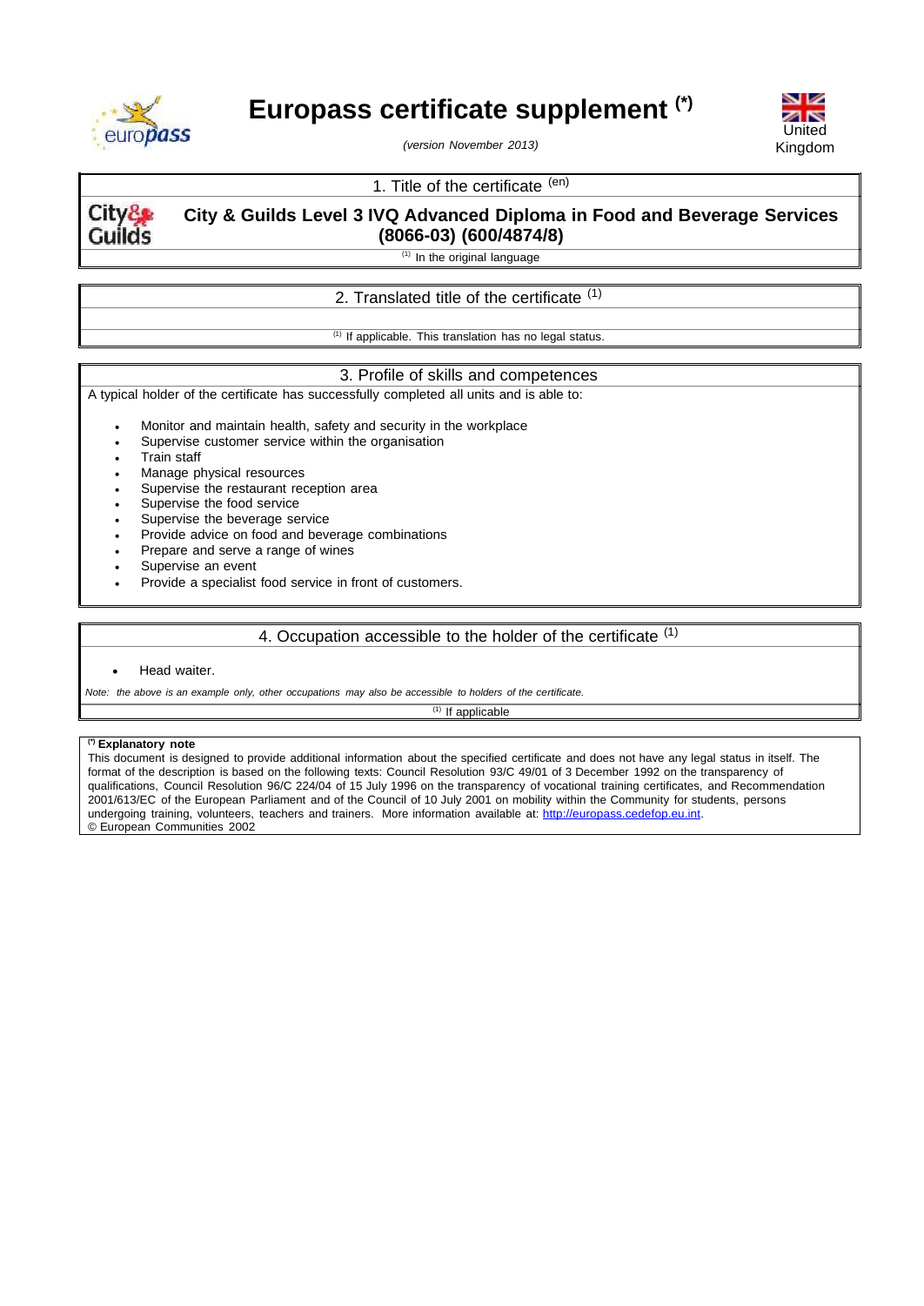# Europass certificate supplement (*)

*(version November 2013)*

United Kingdom

## 1. Title of the certificate (en)

**City & Guilds Level 3 IVQ Advanced Diploma in Food and Beverage Services (8066-03) (600/4874/8)**

(1) In the original language

## 2. Translated title of the certificate (1)

(1) If applicable. This translation has no legal status.

## 3. Profile of skills and competences

A typical holder of the certificate has successfully completed all units and is able to:

- Monitor and maintain health, safety and security in the workplace
- Supervise customer service within the organisation
- Train staff
- Manage physical resources
- Supervise the restaurant reception area
- Supervise the food service
- Supervise the beverage service
- Provide advice on food and beverage combinations
- Prepare and serve a range of wines
- Supervise an event
- Provide a specialist food service in front of customers.

## 4. Occupation accessible to the holder of the certificate (1)

- Head waiter.

*Note: the above is an example only, other occupations may also be accessible to holders of the certificate.*

(1) If applicable

**(*) Explanatory note**

This document is designed to provide additional information about the specified certificate and does not have any legal status in itself. The format of the description is based on the following texts: Council Resolution 93/C 49/01 of 3 December 1992 on the transparency of qualifications, Council Resolution 96/C 224/04 of 15 July 1996 on the transparency of vocational training certificates, and Recommendation 2001/613/EC of the European Parliament and of the Council of 10 July 2001 on mobility within the Community for students, persons undergoing training, volunteers, teachers and trainers. More information available at: http://europass.cedefop.eu.int.

© European Communities 2002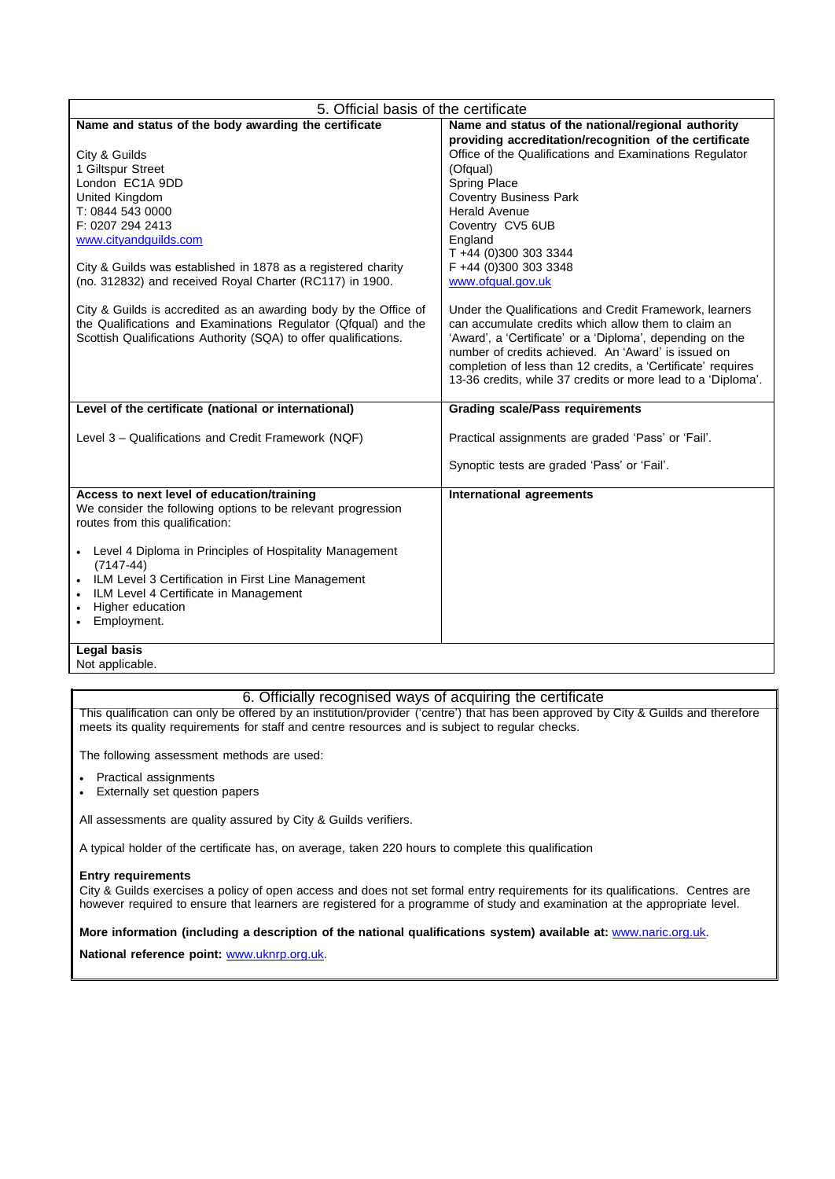## 5. Official basis of the certificate

| Name and status of the body awarding the certificate | Name and status of the national/regional authority providing accreditation/recognition of the certificate |
|---|---|
| City & Guilds<br>1 Giltspur Street<br>London EC1A 9DD<br>United Kingdom<br>T: 0844 543 0000<br>F: 0207 294 2413<br>www.cityandguilds.com<br><br>City & Guilds was established in 1878 as a registered charity (no. 312832) and received Royal Charter (RC117) in 1900.<br><br>City & Guilds is accredited as an awarding body by the Office of the Qualifications and Examinations Regulator (Qfqual) and the Scottish Qualifications Authority (SQA) to offer qualifications. | Office of the Qualifications and Examinations Regulator (Ofqual)<br>Spring Place<br>Coventry Business Park<br>Herald Avenue<br>Coventry CV5 6UB<br>England<br>T +44 (0)300 303 3344<br>F +44 (0)300 303 3348<br>www.ofqual.gov.uk<br><br>Under the Qualifications and Credit Framework, learners can accumulate credits which allow them to claim an 'Award', a 'Certificate' or a 'Diploma', depending on the number of credits achieved. An 'Award' is issued on completion of less than 12 credits, a 'Certificate' requires 13-36 credits, while 37 credits or more lead to a 'Diploma'. |
| **Level of the certificate (national or international)** | **Grading scale/Pass requirements** |
| Level 3 – Qualifications and Credit Framework (NQF) | Practical assignments are graded 'Pass' or 'Fail'.<br><br>Synoptic tests are graded 'Pass' or 'Fail'. |
| **Access to next level of education/training**<br>We consider the following options to be relevant progression routes from this qualification:<br><br>• Level 4 Diploma in Principles of Hospitality Management (7147-44)<br>• ILM Level 3 Certification in First Line Management<br>• ILM Level 4 Certificate in Management<br>• Higher education<br>• Employment. | **International agreements** |

**Legal basis**
Not applicable.

## 6. Officially recognised ways of acquiring the certificate

This qualification can only be offered by an institution/provider ('centre') that has been approved by City & Guilds and therefore meets its quality requirements for staff and centre resources and is subject to regular checks.

The following assessment methods are used:

- Practical assignments
- Externally set question papers

All assessments are quality assured by City & Guilds verifiers.

A typical holder of the certificate has, on average, taken 220 hours to complete this qualification

**Entry requirements**
City & Guilds exercises a policy of open access and does not set formal entry requirements for its qualifications. Centres are however required to ensure that learners are registered for a programme of study and examination at the appropriate level.

**More information (including a description of the national qualifications system) available at:** www.naric.org.uk.

**National reference point:** www.uknrp.org.uk.